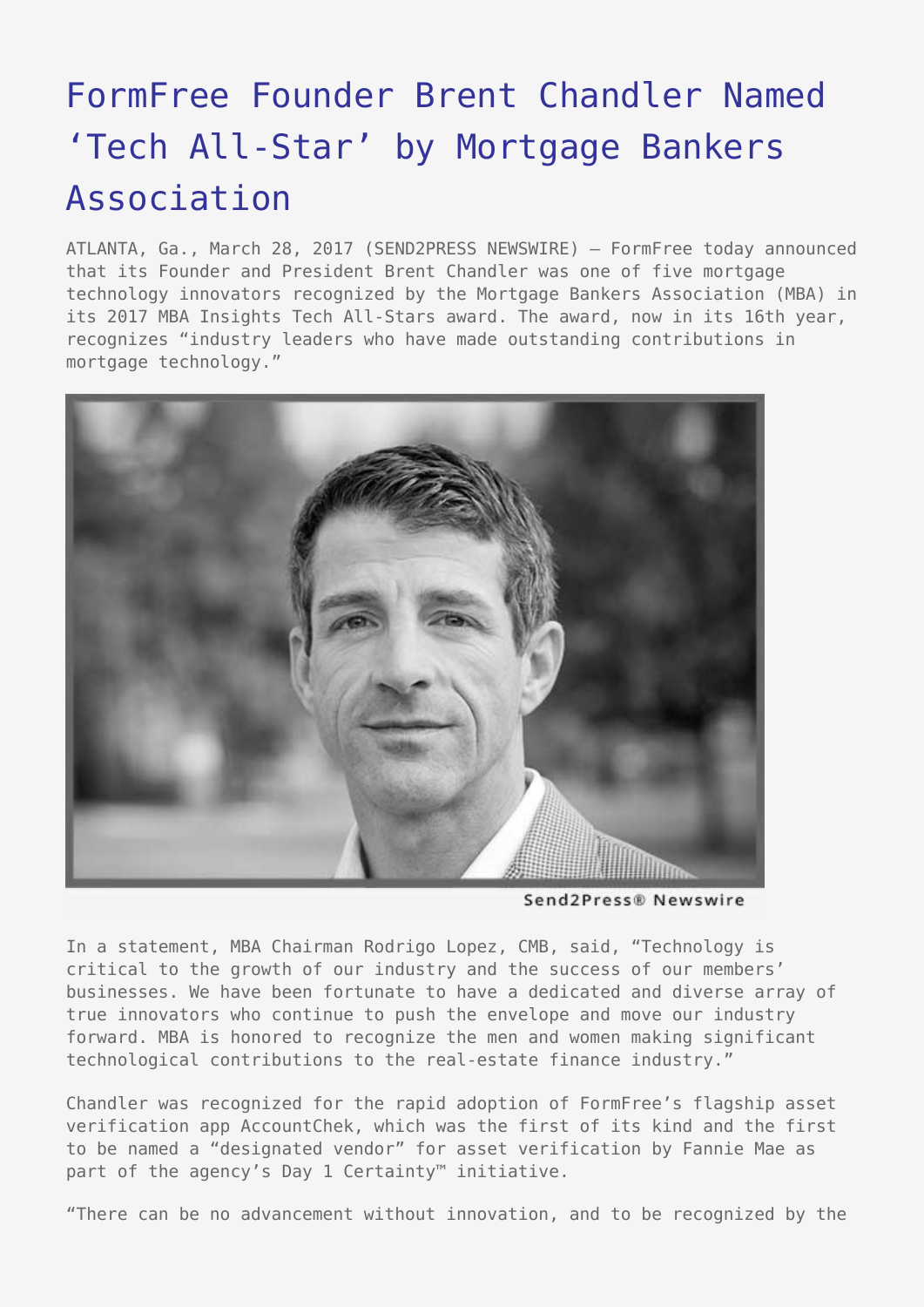# FormFree Founder Brent Chandler Named 'Tech All-Star' by Mortgage Bankers Association

ATLANTA, Ga., March 28, 2017 (SEND2PRESS NEWSWIRE) — FormFree today announced that its Founder and President Brent Chandler was one of five mortgage technology innovators recognized by the Mortgage Bankers Association (MBA) in its 2017 MBA Insights Tech All-Stars award. The award, now in its 16th year, recognizes "industry leaders who have made outstanding contributions in mortgage technology."

Send2Press® Newswire

In a statement, MBA Chairman Rodrigo Lopez, CMB, said, "Technology is critical to the growth of our industry and the success of our members' businesses. We have been fortunate to have a dedicated and diverse array of true innovators who continue to push the envelope and move our industry forward. MBA is honored to recognize the men and women making significant technological contributions to the real-estate finance industry."

Chandler was recognized for the rapid adoption of FormFree's flagship asset verification app AccountChek, which was the first of its kind and the first to be named a "designated vendor" for asset verification by Fannie Mae as part of the agency's Day 1 Certainty™ initiative.

"There can be no advancement without innovation, and to be recognized by the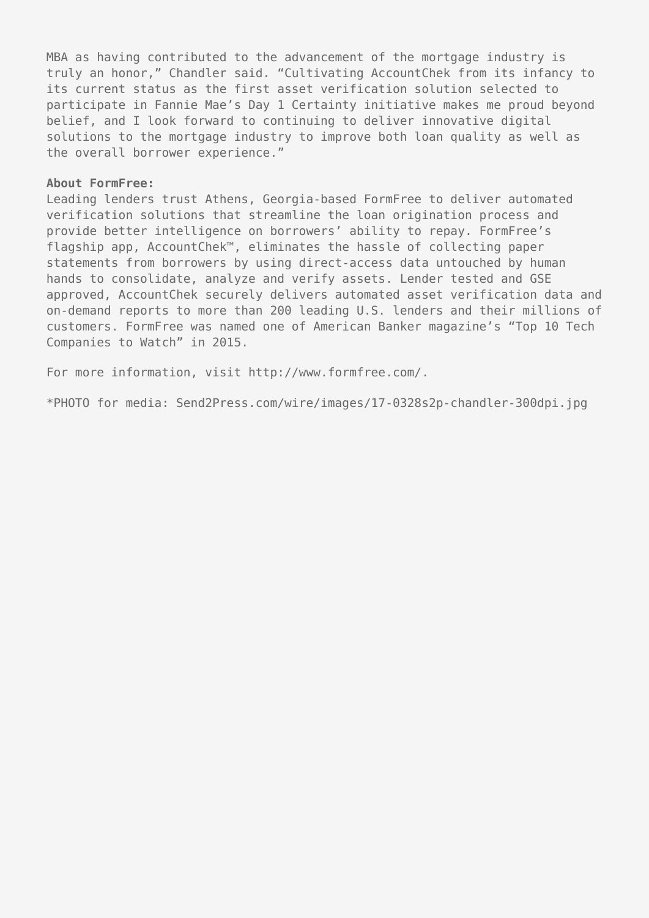MBA as having contributed to the advancement of the mortgage industry is truly an honor," Chandler said. "Cultivating AccountChek from its infancy to its current status as the first asset verification solution selected to participate in Fannie Mae's Day 1 Certainty initiative makes me proud beyond belief, and I look forward to continuing to deliver innovative digital solutions to the mortgage industry to improve both loan quality as well as the overall borrower experience."

**About FormFree:**

Leading lenders trust Athens, Georgia-based FormFree to deliver automated verification solutions that streamline the loan origination process and provide better intelligence on borrowers' ability to repay. FormFree's flagship app, AccountChek™, eliminates the hassle of collecting paper statements from borrowers by using direct-access data untouched by human hands to consolidate, analyze and verify assets. Lender tested and GSE approved, AccountChek securely delivers automated asset verification data and on-demand reports to more than 200 leading U.S. lenders and their millions of customers. FormFree was named one of American Banker magazine's "Top 10 Tech Companies to Watch" in 2015.

For more information, visit http://www.formfree.com/.

*PHOTO for media: Send2Press.com/wire/images/17-0328s2p-chandler-300dpi.jpg